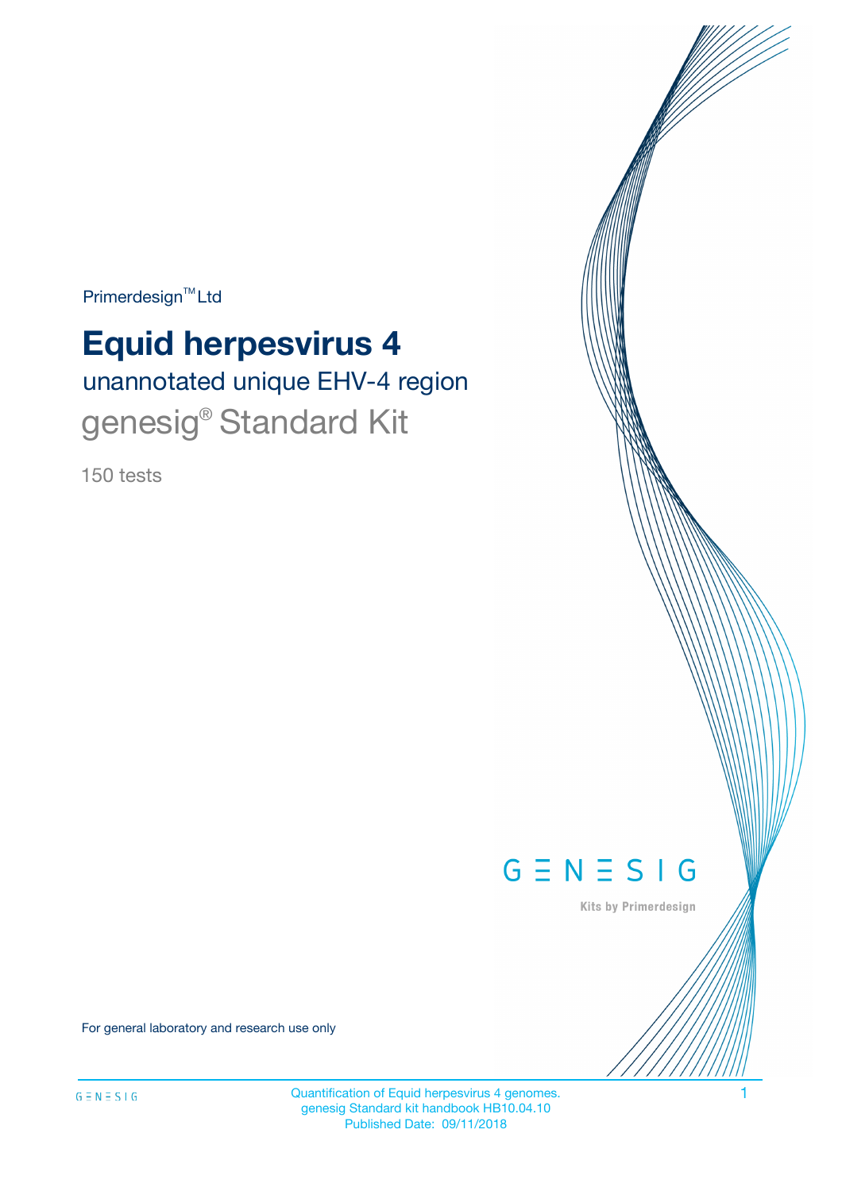Primerdesign™ Ltd

# Equid herpesvirus 4

## unannotated unique EHV-4 region

## genesig® Standard Kit

150 tests

GENESIG

Kits by Primerdesign

For general laboratory and research use only

Quantification of Equid herpesvirus 4 genomes.
genesig Standard kit handbook HB10.04.10
Published Date: 09/11/2018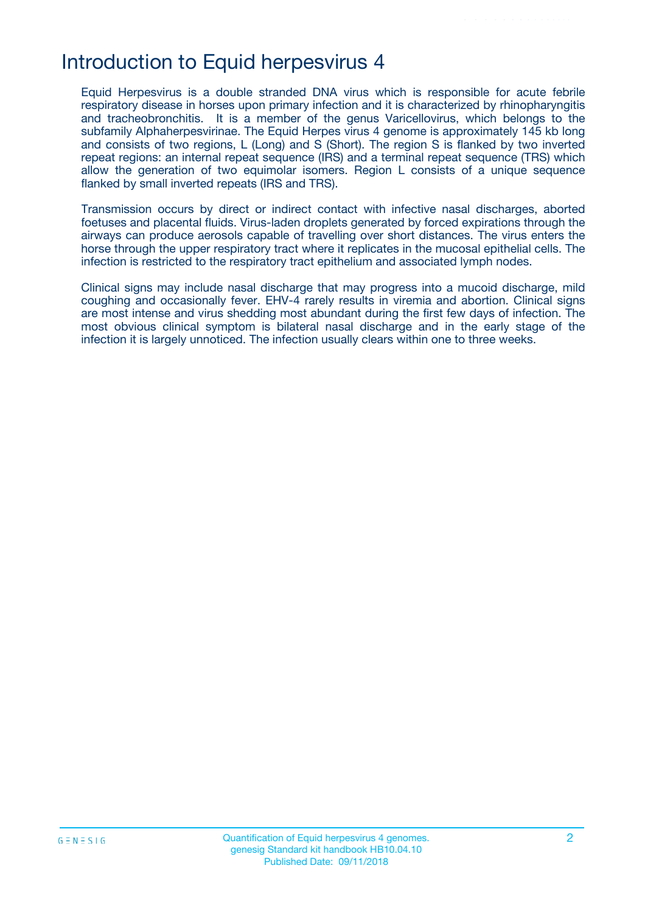# Introduction to Equid herpesvirus 4

Equid Herpesvirus is a double stranded DNA virus which is responsible for acute febrile respiratory disease in horses upon primary infection and it is characterized by rhinopharyngitis and tracheobronchitis. It is a member of the genus Varicellovirus, which belongs to the subfamily Alphaherpesvirinae. The Equid Herpes virus 4 genome is approximately 145 kb long and consists of two regions, L (Long) and S (Short). The region S is flanked by two inverted repeat regions: an internal repeat sequence (IRS) and a terminal repeat sequence (TRS) which allow the generation of two equimolar isomers. Region L consists of a unique sequence flanked by small inverted repeats (IRS and TRS).

Transmission occurs by direct or indirect contact with infective nasal discharges, aborted foetuses and placental fluids. Virus-laden droplets generated by forced expirations through the airways can produce aerosols capable of travelling over short distances. The virus enters the horse through the upper respiratory tract where it replicates in the mucosal epithelial cells. The infection is restricted to the respiratory tract epithelium and associated lymph nodes.

Clinical signs may include nasal discharge that may progress into a mucoid discharge, mild coughing and occasionally fever. EHV-4 rarely results in viremia and abortion. Clinical signs are most intense and virus shedding most abundant during the first few days of infection. The most obvious clinical symptom is bilateral nasal discharge and in the early stage of the infection it is largely unnoticed. The infection usually clears within one to three weeks.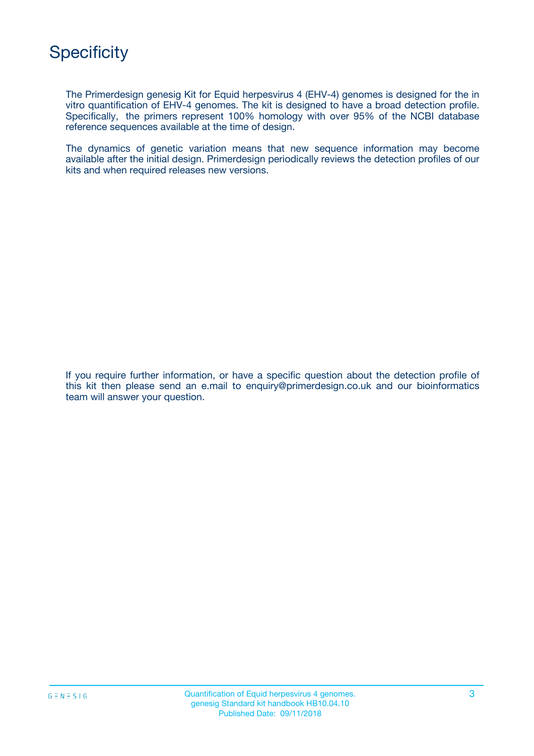# Specificity

The Primerdesign genesig Kit for Equid herpesvirus 4 (EHV-4) genomes is designed for the in vitro quantification of EHV-4 genomes. The kit is designed to have a broad detection profile. Specifically, the primers represent 100% homology with over 95% of the NCBI database reference sequences available at the time of design.

The dynamics of genetic variation means that new sequence information may become available after the initial design. Primerdesign periodically reviews the detection profiles of our kits and when required releases new versions.

If you require further information, or have a specific question about the detection profile of this kit then please send an e.mail to enquiry@primerdesign.co.uk and our bioinformatics team will answer your question.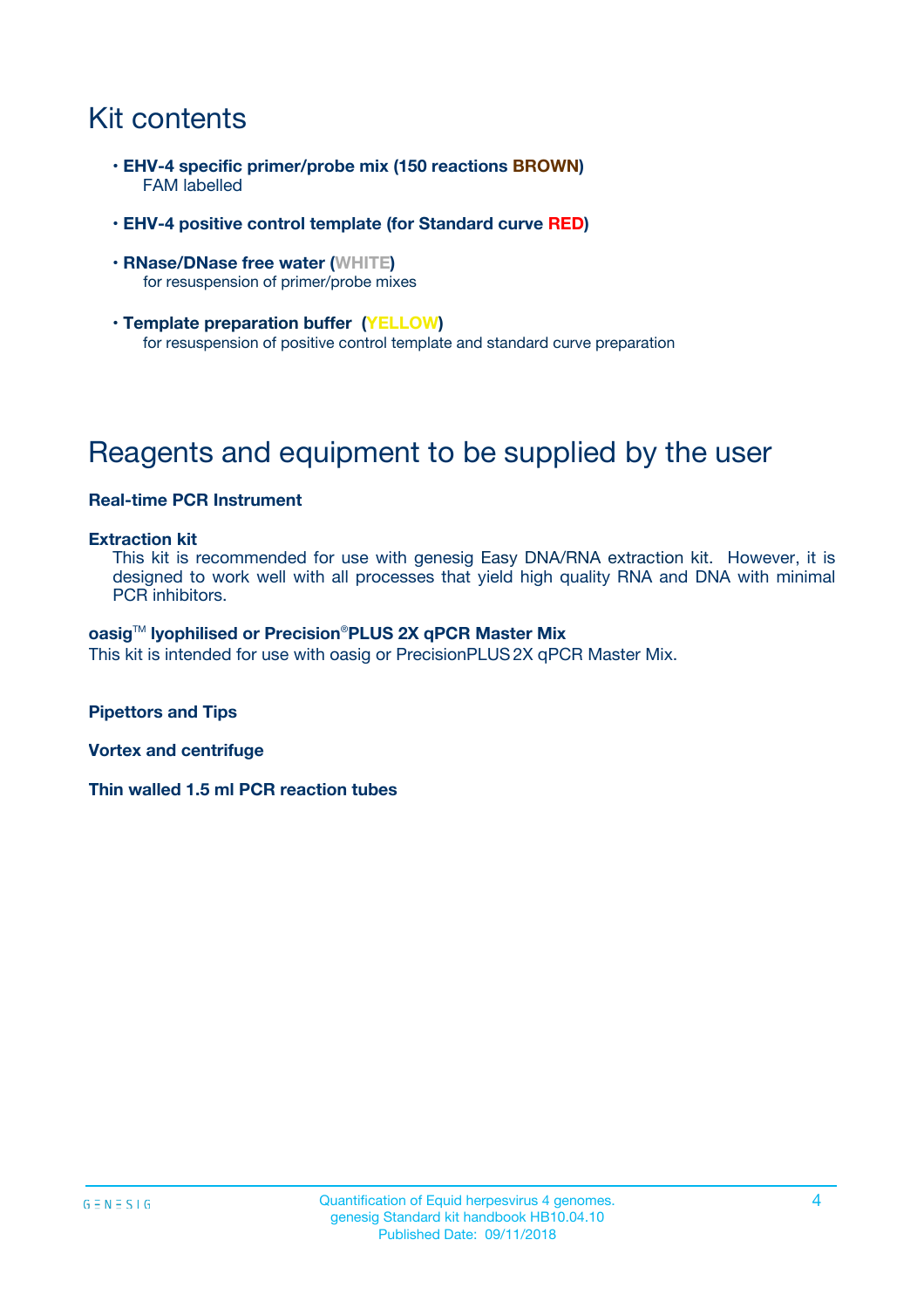# Kit contents

- **EHV-4 specific primer/probe mix (150 reactions BROWN)**
  FAM labelled
- **EHV-4 positive control template (for Standard curve RED)**
- **RNase/DNase free water (WHITE)**
  for resuspension of primer/probe mixes
- **Template preparation buffer (YELLOW)**
  for resuspension of positive control template and standard curve preparation

# Reagents and equipment to be supplied by the user

**Real-time PCR Instrument**

**Extraction kit**
This kit is recommended for use with genesig Easy DNA/RNA extraction kit. However, it is designed to work well with all processes that yield high quality RNA and DNA with minimal PCR inhibitors.

**oasig™ lyophilised or Precision®PLUS 2X qPCR Master Mix**
This kit is intended for use with oasig or PrecisionPLUS 2X qPCR Master Mix.

**Pipettors and Tips**

**Vortex and centrifuge**

**Thin walled 1.5 ml PCR reaction tubes**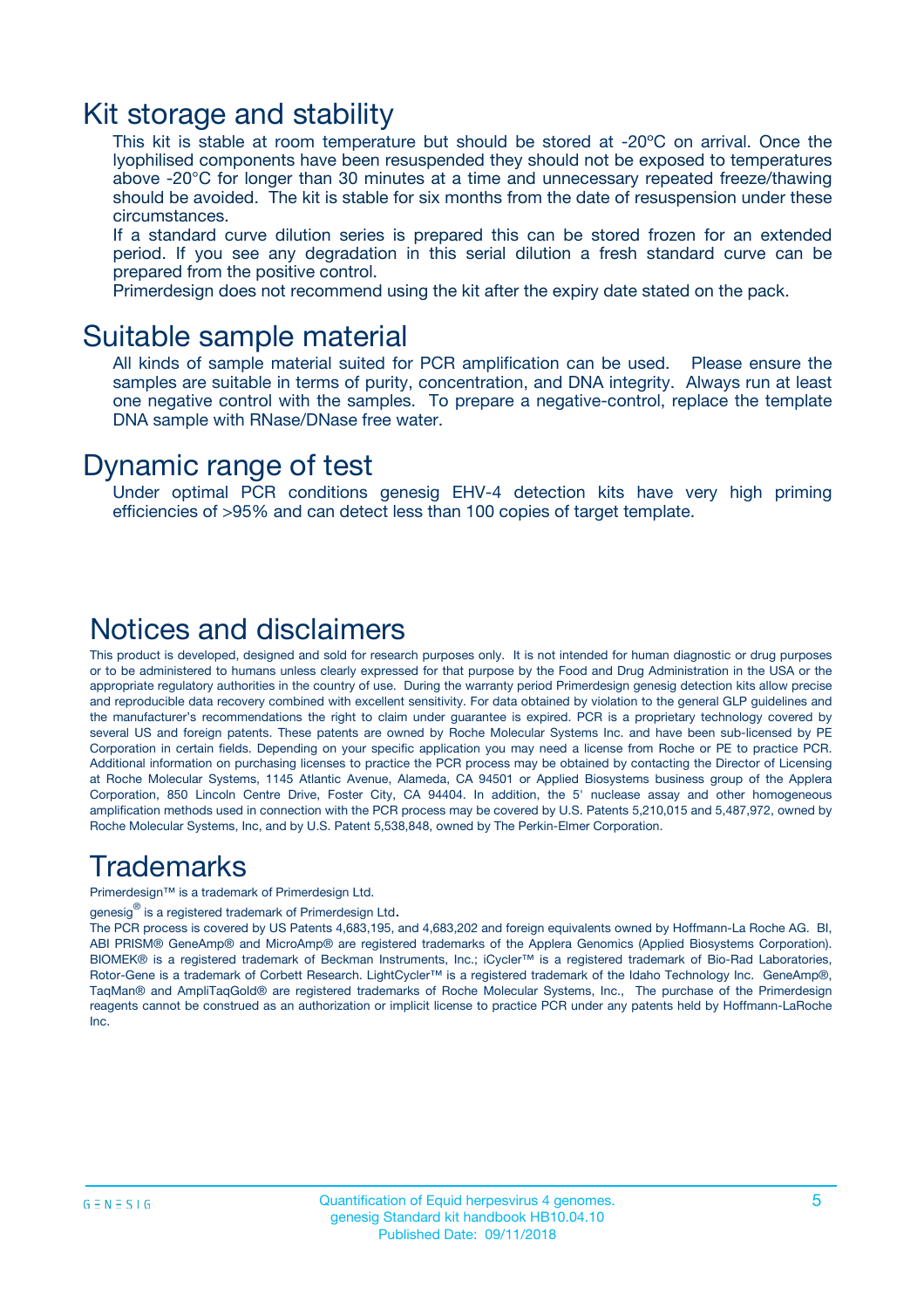# Kit storage and stability

This kit is stable at room temperature but should be stored at -20ºC on arrival. Once the lyophilised components have been resuspended they should not be exposed to temperatures above -20°C for longer than 30 minutes at a time and unnecessary repeated freeze/thawing should be avoided. The kit is stable for six months from the date of resuspension under these circumstances.

If a standard curve dilution series is prepared this can be stored frozen for an extended period. If you see any degradation in this serial dilution a fresh standard curve can be prepared from the positive control.

Primerdesign does not recommend using the kit after the expiry date stated on the pack.

# Suitable sample material

All kinds of sample material suited for PCR amplification can be used. Please ensure the samples are suitable in terms of purity, concentration, and DNA integrity. Always run at least one negative control with the samples. To prepare a negative-control, replace the template DNA sample with RNase/DNase free water.

# Dynamic range of test

Under optimal PCR conditions genesig EHV-4 detection kits have very high priming efficiencies of >95% and can detect less than 100 copies of target template.

# Notices and disclaimers

This product is developed, designed and sold for research purposes only. It is not intended for human diagnostic or drug purposes or to be administered to humans unless clearly expressed for that purpose by the Food and Drug Administration in the USA or the appropriate regulatory authorities in the country of use. During the warranty period Primerdesign genesig detection kits allow precise and reproducible data recovery combined with excellent sensitivity. For data obtained by violation to the general GLP guidelines and the manufacturer's recommendations the right to claim under guarantee is expired. PCR is a proprietary technology covered by several US and foreign patents. These patents are owned by Roche Molecular Systems Inc. and have been sub-licensed by PE Corporation in certain fields. Depending on your specific application you may need a license from Roche or PE to practice PCR. Additional information on purchasing licenses to practice the PCR process may be obtained by contacting the Director of Licensing at Roche Molecular Systems, 1145 Atlantic Avenue, Alameda, CA 94501 or Applied Biosystems business group of the Applera Corporation, 850 Lincoln Centre Drive, Foster City, CA 94404. In addition, the 5' nuclease assay and other homogeneous amplification methods used in connection with the PCR process may be covered by U.S. Patents 5,210,015 and 5,487,972, owned by Roche Molecular Systems, Inc, and by U.S. Patent 5,538,848, owned by The Perkin-Elmer Corporation.

# Trademarks

Primerdesign™ is a trademark of Primerdesign Ltd.

genesig® is a registered trademark of Primerdesign Ltd.

The PCR process is covered by US Patents 4,683,195, and 4,683,202 and foreign equivalents owned by Hoffmann-La Roche AG. BI, ABI PRISM® GeneAmp® and MicroAmp® are registered trademarks of the Applera Genomics (Applied Biosystems Corporation). BIOMEK® is a registered trademark of Beckman Instruments, Inc.; iCycler™ is a registered trademark of Bio-Rad Laboratories, Rotor-Gene is a trademark of Corbett Research. LightCycler™ is a registered trademark of the Idaho Technology Inc. GeneAmp®, TaqMan® and AmpliTaqGold® are registered trademarks of Roche Molecular Systems, Inc., The purchase of the Primerdesign reagents cannot be construed as an authorization or implicit license to practice PCR under any patents held by Hoffmann-LaRoche Inc.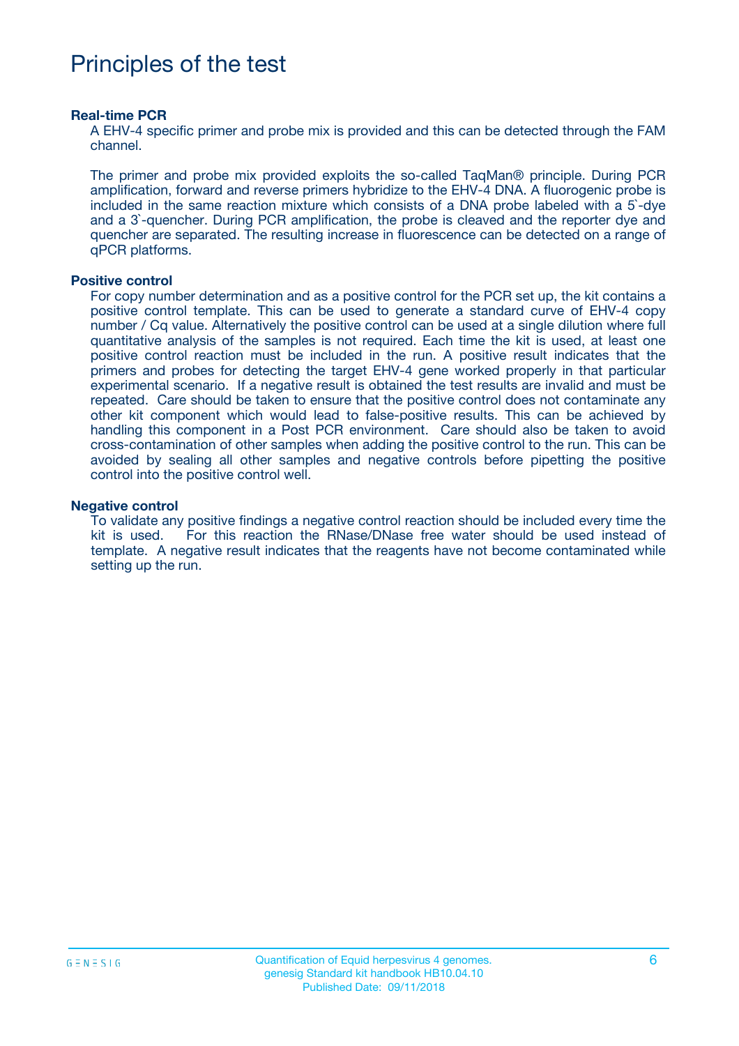# Principles of the test

**Real-time PCR**

A EHV-4 specific primer and probe mix is provided and this can be detected through the FAM channel.

The primer and probe mix provided exploits the so-called TaqMan® principle. During PCR amplification, forward and reverse primers hybridize to the EHV-4 DNA. A fluorogenic probe is included in the same reaction mixture which consists of a DNA probe labeled with a 5`-dye and a 3`-quencher. During PCR amplification, the probe is cleaved and the reporter dye and quencher are separated. The resulting increase in fluorescence can be detected on a range of qPCR platforms.

**Positive control**

For copy number determination and as a positive control for the PCR set up, the kit contains a positive control template. This can be used to generate a standard curve of EHV-4 copy number / Cq value. Alternatively the positive control can be used at a single dilution where full quantitative analysis of the samples is not required. Each time the kit is used, at least one positive control reaction must be included in the run. A positive result indicates that the primers and probes for detecting the target EHV-4 gene worked properly in that particular experimental scenario. If a negative result is obtained the test results are invalid and must be repeated. Care should be taken to ensure that the positive control does not contaminate any other kit component which would lead to false-positive results. This can be achieved by handling this component in a Post PCR environment. Care should also be taken to avoid cross-contamination of other samples when adding the positive control to the run. This can be avoided by sealing all other samples and negative controls before pipetting the positive control into the positive control well.

**Negative control**

To validate any positive findings a negative control reaction should be included every time the kit is used. For this reaction the RNase/DNase free water should be used instead of template. A negative result indicates that the reagents have not become contaminated while setting up the run.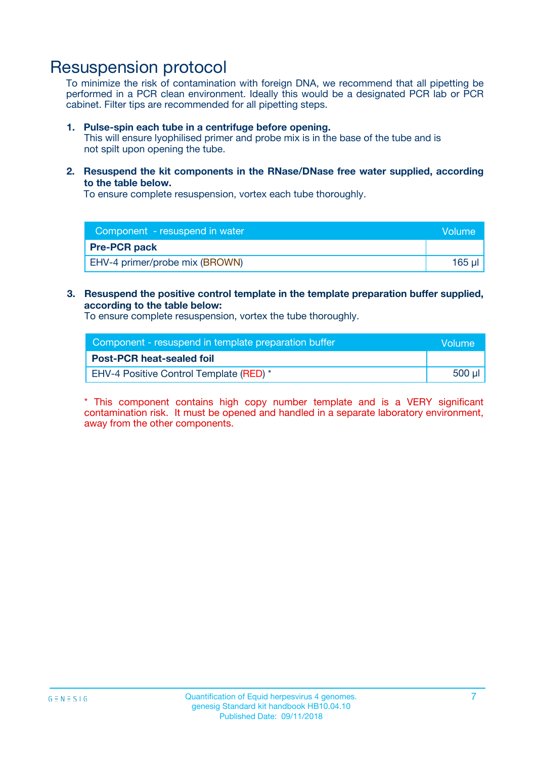# Resuspension protocol

To minimize the risk of contamination with foreign DNA, we recommend that all pipetting be performed in a PCR clean environment. Ideally this would be a designated PCR lab or PCR cabinet. Filter tips are recommended for all pipetting steps.

1. **Pulse-spin each tube in a centrifuge before opening.**
   This will ensure lyophilised primer and probe mix is in the base of the tube and is not spilt upon opening the tube.

2. **Resuspend the kit components in the RNase/DNase free water supplied, according to the table below.**
   To ensure complete resuspension, vortex each tube thoroughly.

| Component - resuspend in water | Volume |
|---|---|
| **Pre-PCR pack** | |
| EHV-4 primer/probe mix (BROWN) | 165 µl |

3. **Resuspend the positive control template in the template preparation buffer supplied, according to the table below:**
   To ensure complete resuspension, vortex the tube thoroughly.

| Component - resuspend in template preparation buffer | Volume |
|---|---|
| **Post-PCR heat-sealed foil** | |
| EHV-4 Positive Control Template (RED) * | 500 µl |

* This component contains high copy number template and is a VERY significant contamination risk. It must be opened and handled in a separate laboratory environment, away from the other components.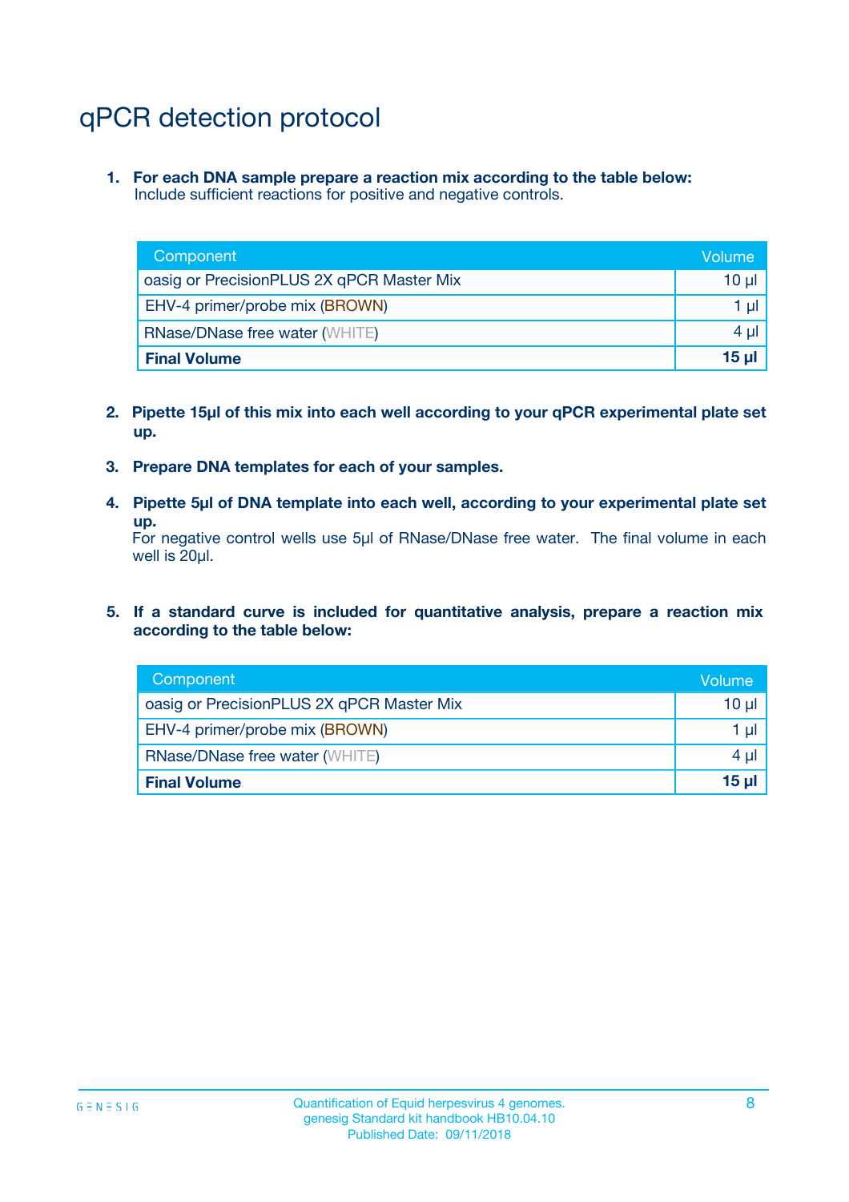# qPCR detection protocol

1. **For each DNA sample prepare a reaction mix according to the table below:**
   Include sufficient reactions for positive and negative controls.

| Component | Volume |
|---|---|
| oasig or PrecisionPLUS 2X qPCR Master Mix | 10 µl |
| EHV-4 primer/probe mix (BROWN) | 1 µl |
| RNase/DNase free water (WHITE) | 4 µl |
| **Final Volume** | **15 µl** |

2. **Pipette 15µl of this mix into each well according to your qPCR experimental plate set up.**

3. **Prepare DNA templates for each of your samples.**

4. **Pipette 5µl of DNA template into each well, according to your experimental plate set up.**
   For negative control wells use 5µl of RNase/DNase free water. The final volume in each well is 20µl.

5. **If a standard curve is included for quantitative analysis, prepare a reaction mix according to the table below:**

| Component | Volume |
|---|---|
| oasig or PrecisionPLUS 2X qPCR Master Mix | 10 µl |
| EHV-4 primer/probe mix (BROWN) | 1 µl |
| RNase/DNase free water (WHITE) | 4 µl |
| **Final Volume** | **15 µl** |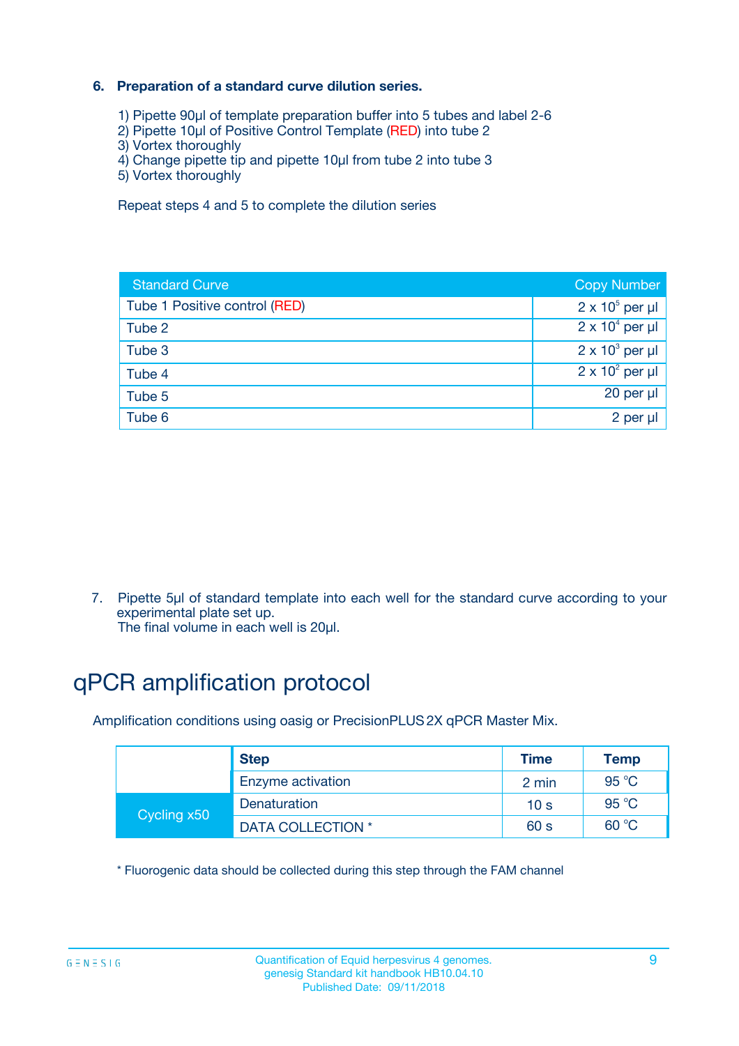### 6. Preparation of a standard curve dilution series.

1) Pipette 90µl of template preparation buffer into 5 tubes and label 2-6
2) Pipette 10µl of Positive Control Template (RED) into tube 2
3) Vortex thoroughly
4) Change pipette tip and pipette 10µl from tube 2 into tube 3
5) Vortex thoroughly

Repeat steps 4 and 5 to complete the dilution series

| Standard Curve | Copy Number |
|---|---|
| Tube 1 Positive control (RED) | $2 \times 10^5$ per µl |
| Tube 2 | $2 \times 10^4$ per µl |
| Tube 3 | $2 \times 10^3$ per µl |
| Tube 4 | $2 \times 10^2$ per µl |
| Tube 5 | 20 per µl |
| Tube 6 | 2 per µl |

7. Pipette 5µl of standard template into each well for the standard curve according to your experimental plate set up.
   The final volume in each well is 20µl.

# qPCR amplification protocol

Amplification conditions using oasig or PrecisionPLUS 2X qPCR Master Mix.

| | Step | Time | Temp |
|---|---|---|---|
| | Enzyme activation | 2 min | 95 °C |
| Cycling x50 | Denaturation | 10 s | 95 °C |
| | DATA COLLECTION * | 60 s | 60 °C |

* Fluorogenic data should be collected during this step through the FAM channel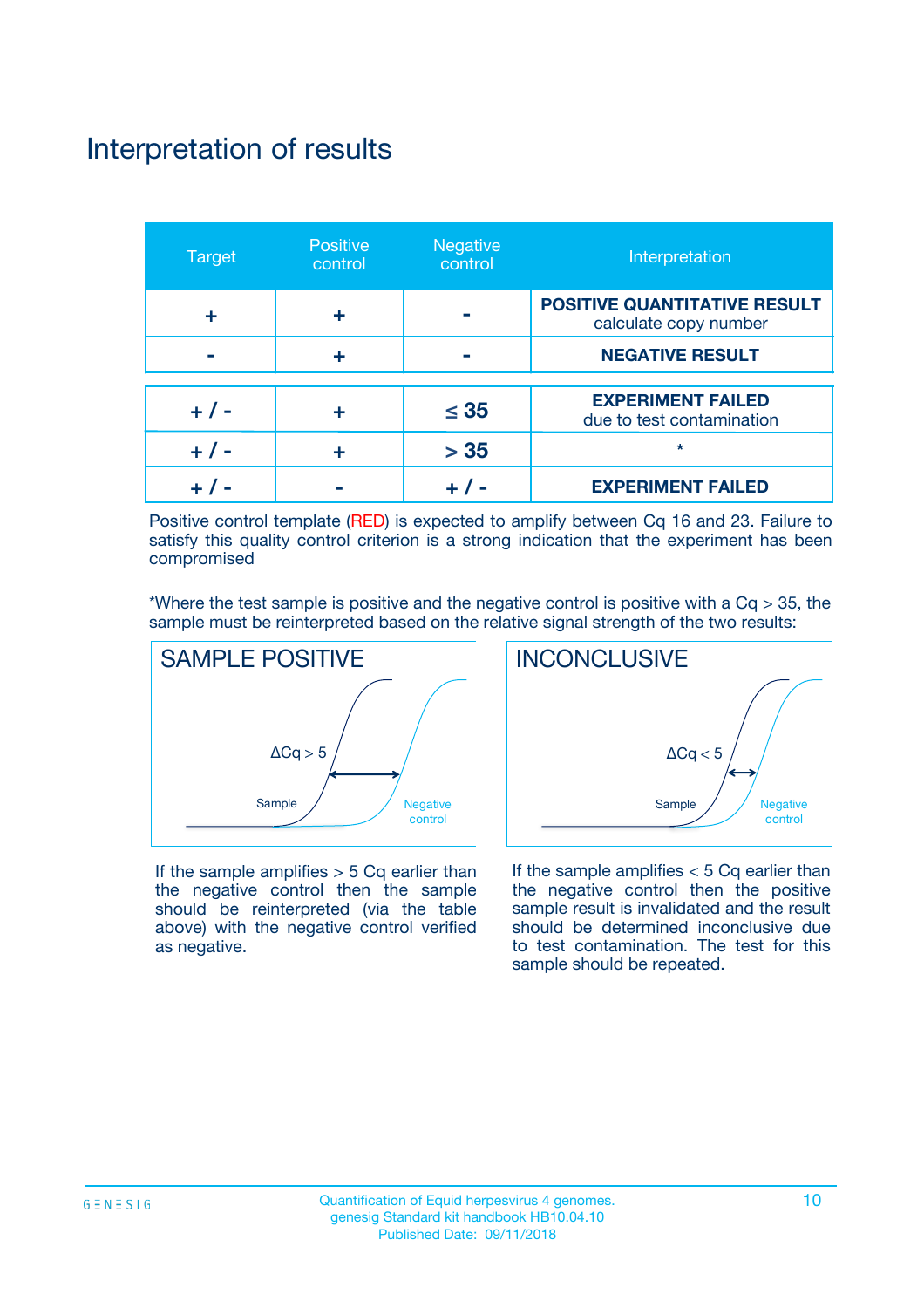# Interpretation of results

| Target | Positive control | Negative control | Interpretation |
|---|---|---|---|
| + | + | - | **POSITIVE QUANTITATIVE RESULT** calculate copy number |
| - | + | - | **NEGATIVE RESULT** |
| + / - | + | ≤ 35 | **EXPERIMENT FAILED** due to test contamination |
| + / - | + | > 35 | * |
| + / - | - | + / - | **EXPERIMENT FAILED** |

Positive control template (RED) is expected to amplify between Cq 16 and 23. Failure to satisfy this quality control criterion is a strong indication that the experiment has been compromised

*Where the test sample is positive and the negative control is positive with a Cq > 35, the sample must be reinterpreted based on the relative signal strength of the two results:

SAMPLE POSITIVE

ΔCq > 5

Sample

Negative control

If the sample amplifies > 5 Cq earlier than the negative control then the sample should be reinterpreted (via the table above) with the negative control verified as negative.

INCONCLUSIVE

ΔCq < 5

Sample

Negative control

If the sample amplifies < 5 Cq earlier than the negative control then the positive sample result is invalidated and the result should be determined inconclusive due to test contamination. The test for this sample should be repeated.